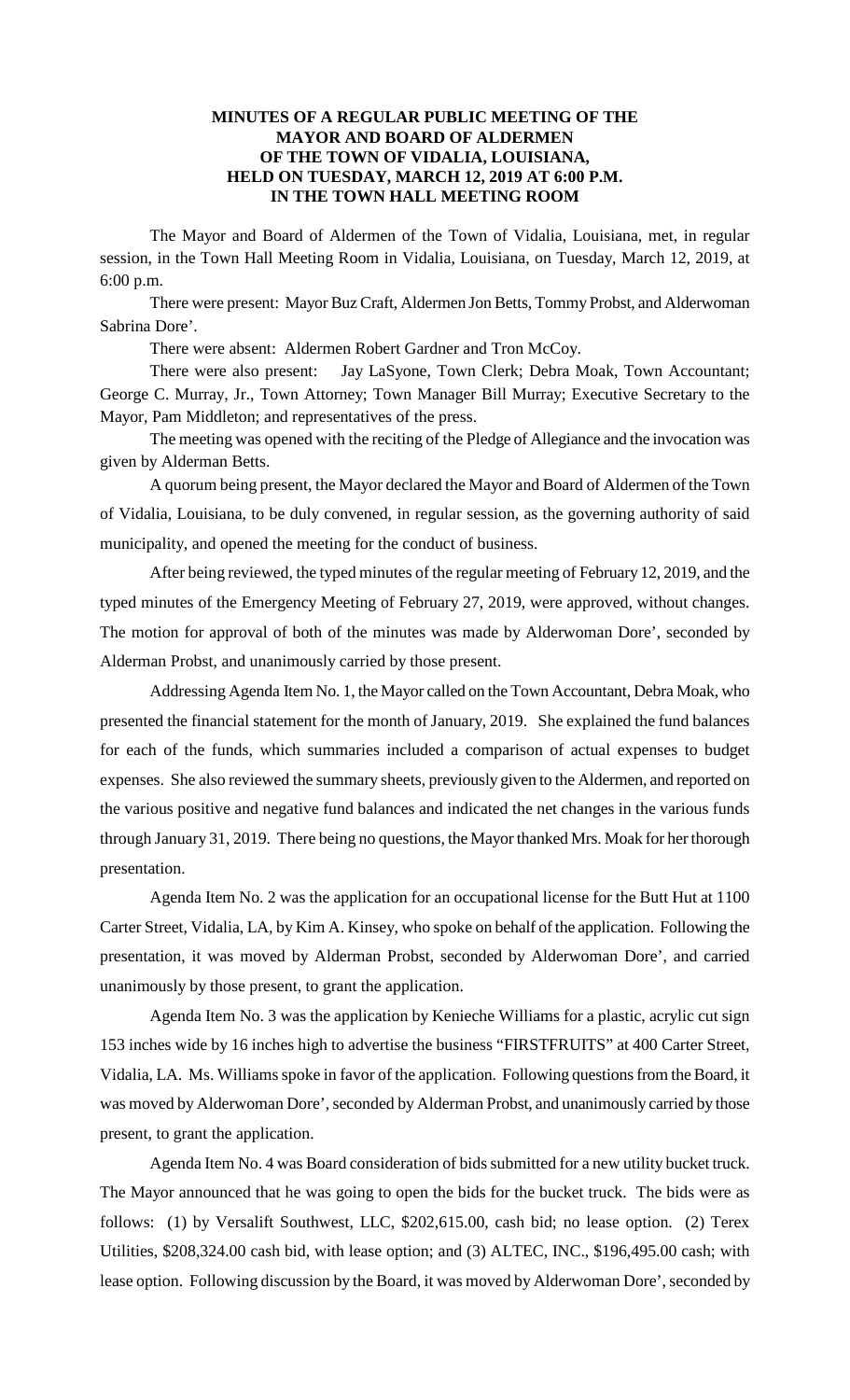# MINUTES OF A REGULAR PUBLIC MEETING OF THE MAYOR AND BOARD OF ALDERMEN OF THE TOWN OF VIDALIA, LOUISIANA, HELD ON TUESDAY, MARCH 12, 2019 AT 6:00 P.M. IN THE TOWN HALL MEETING ROOM

The Mayor and Board of Aldermen of the Town of Vidalia, Louisiana, met, in regular session, in the Town Hall Meeting Room in Vidalia, Louisiana, on Tuesday, March 12, 2019, at 6:00 p.m.

There were present: Mayor Buz Craft, Aldermen Jon Betts, Tommy Probst, and Alderwoman Sabrina Dore'.

There were absent: Aldermen Robert Gardner and Tron McCoy.

There were also present: Jay LaSyone, Town Clerk; Debra Moak, Town Accountant; George C. Murray, Jr., Town Attorney; Town Manager Bill Murray; Executive Secretary to the Mayor, Pam Middleton; and representatives of the press.

The meeting was opened with the reciting of the Pledge of Allegiance and the invocation was given by Alderman Betts.

A quorum being present, the Mayor declared the Mayor and Board of Aldermen of the Town of Vidalia, Louisiana, to be duly convened, in regular session, as the governing authority of said municipality, and opened the meeting for the conduct of business.

After being reviewed, the typed minutes of the regular meeting of February 12, 2019, and the typed minutes of the Emergency Meeting of February 27, 2019, were approved, without changes. The motion for approval of both of the minutes was made by Alderwoman Dore', seconded by Alderman Probst, and unanimously carried by those present.

Addressing Agenda Item No. 1, the Mayor called on the Town Accountant, Debra Moak, who presented the financial statement for the month of January, 2019. She explained the fund balances for each of the funds, which summaries included a comparison of actual expenses to budget expenses. She also reviewed the summary sheets, previously given to the Aldermen, and reported on the various positive and negative fund balances and indicated the net changes in the various funds through January 31, 2019. There being no questions, the Mayor thanked Mrs. Moak for her thorough presentation.

Agenda Item No. 2 was the application for an occupational license for the Butt Hut at 1100 Carter Street, Vidalia, LA, by Kim A. Kinsey, who spoke on behalf of the application. Following the presentation, it was moved by Alderman Probst, seconded by Alderwoman Dore', and carried unanimously by those present, to grant the application.

Agenda Item No. 3 was the application by Kenieche Williams for a plastic, acrylic cut sign 153 inches wide by 16 inches high to advertise the business "FIRSTFRUITS" at 400 Carter Street, Vidalia, LA. Ms. Williams spoke in favor of the application. Following questions from the Board, it was moved by Alderwoman Dore', seconded by Alderman Probst, and unanimously carried by those present, to grant the application.

Agenda Item No. 4 was Board consideration of bids submitted for a new utility bucket truck. The Mayor announced that he was going to open the bids for the bucket truck. The bids were as follows: (1) by Versalift Southwest, LLC, $202,615.00, cash bid; no lease option. (2) Terex Utilities, $208,324.00 cash bid, with lease option; and (3) ALTEC, INC., $196,495.00 cash; with lease option. Following discussion by the Board, it was moved by Alderwoman Dore', seconded by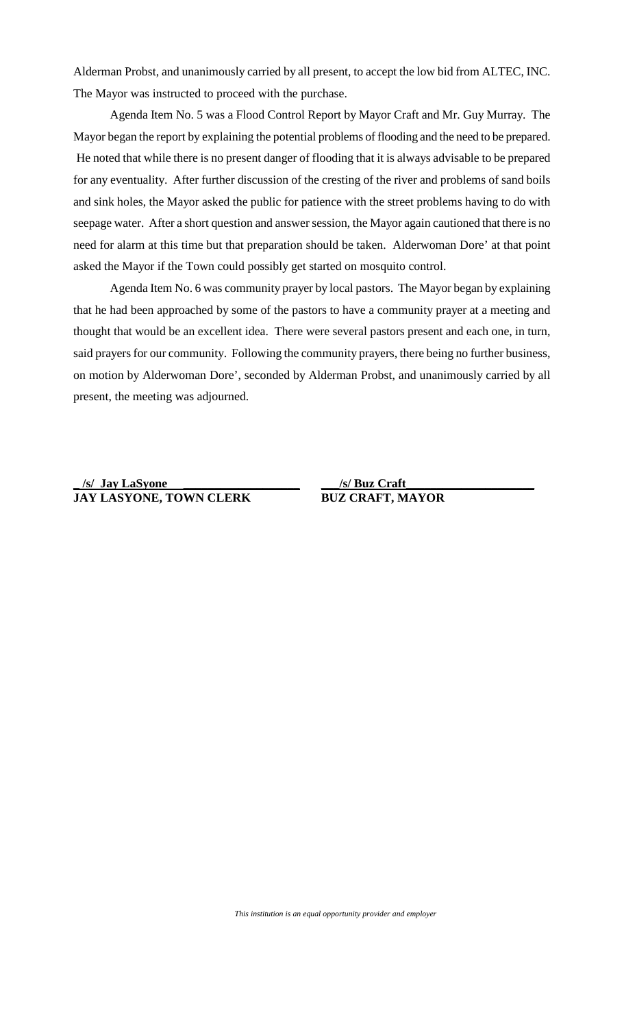Alderman Probst, and unanimously carried by all present, to accept the low bid from ALTEC, INC. The Mayor was instructed to proceed with the purchase.

Agenda Item No. 5 was a Flood Control Report by Mayor Craft and Mr. Guy Murray. The Mayor began the report by explaining the potential problems of flooding and the need to be prepared. He noted that while there is no present danger of flooding that it is always advisable to be prepared for any eventuality. After further discussion of the cresting of the river and problems of sand boils and sink holes, the Mayor asked the public for patience with the street problems having to do with seepage water. After a short question and answer session, the Mayor again cautioned that there is no need for alarm at this time but that preparation should be taken. Alderwoman Dore' at that point asked the Mayor if the Town could possibly get started on mosquito control.

Agenda Item No. 6 was community prayer by local pastors. The Mayor began by explaining that he had been approached by some of the pastors to have a community prayer at a meeting and thought that would be an excellent idea. There were several pastors present and each one, in turn, said prayers for our community. Following the community prayers, there being no further business, on motion by Alderwoman Dore', seconded by Alderman Probst, and unanimously carried by all present, the meeting was adjourned.

**/s/ Jay LaSyone**
**JAY LASYONE, TOWN CLERK**

**/s/ Buz Craft**
**BUZ CRAFT, MAYOR**

*This institution is an equal opportunity provider and employer*